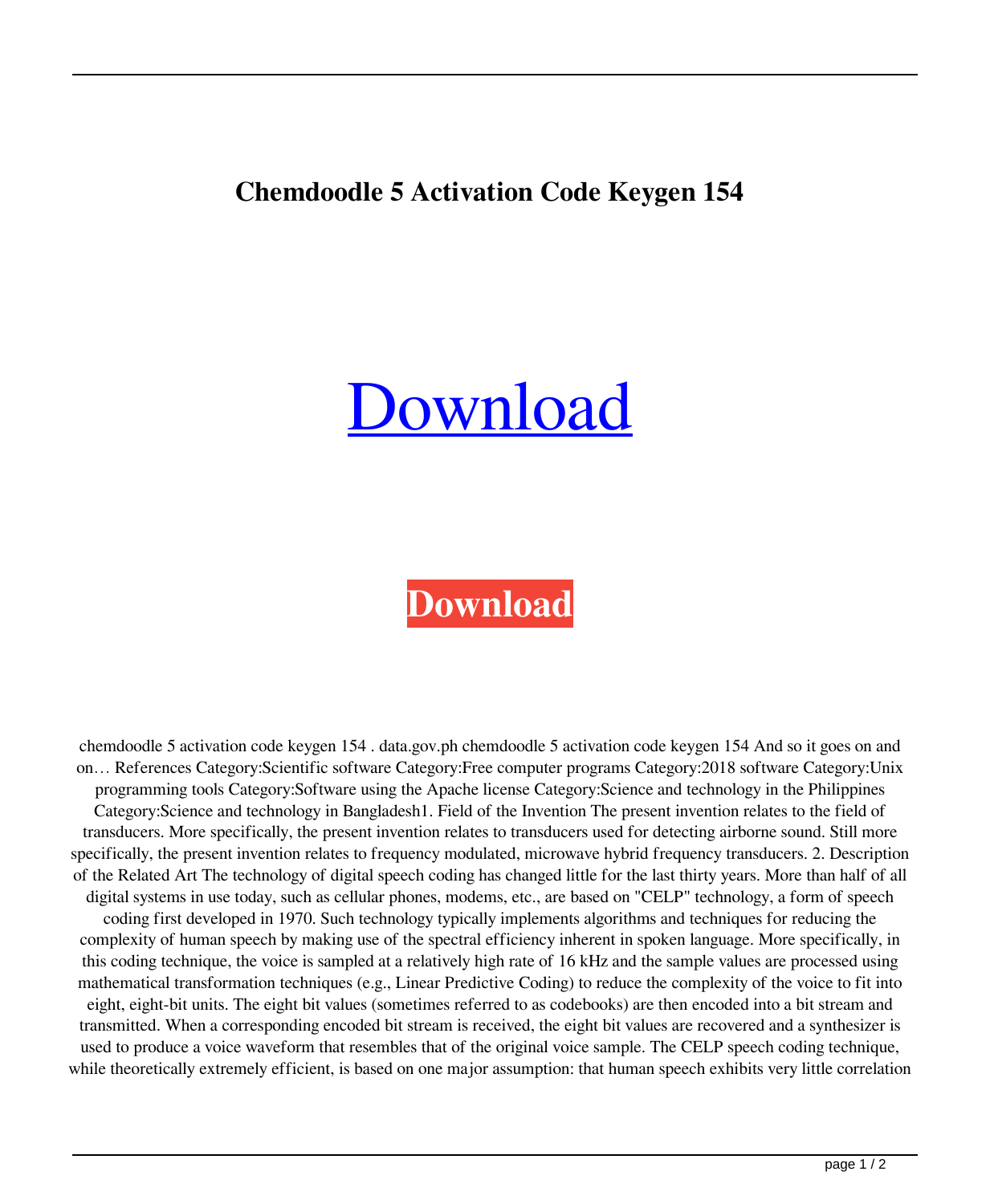**Chemdoodle 5 Activation Code Keygen 154**

# [Download](#)

**Download**

chemdoodle 5 activation code keygen 154 . data.gov.ph chemdoodle 5 activation code keygen 154 And so it goes on and on… References Category:Scientific software Category:Free computer programs Category:2018 software Category:Unix programming tools Category:Software using the Apache license Category:Science and technology in the Philippines Category:Science and technology in Bangladesh1. Field of the Invention The present invention relates to the field of transducers. More specifically, the present invention relates to transducers used for detecting airborne sound. Still more specifically, the present invention relates to frequency modulated, microwave hybrid frequency transducers. 2. Description of the Related Art The technology of digital speech coding has changed little for the last thirty years. More than half of all digital systems in use today, such as cellular phones, modems, etc., are based on "CELP" technology, a form of speech coding first developed in 1970. Such technology typically implements algorithms and techniques for reducing the complexity of human speech by making use of the spectral efficiency inherent in spoken language. More specifically, in this coding technique, the voice is sampled at a relatively high rate of 16 kHz and the sample values are processed using mathematical transformation techniques (e.g., Linear Predictive Coding) to reduce the complexity of the voice to fit into eight, eight-bit units. The eight bit values (sometimes referred to as codebooks) are then encoded into a bit stream and transmitted. When a corresponding encoded bit stream is received, the eight bit values are recovered and a synthesizer is used to produce a voice waveform that resembles that of the original voice sample. The CELP speech coding technique, while theoretically extremely efficient, is based on one major assumption: that human speech exhibits very little correlation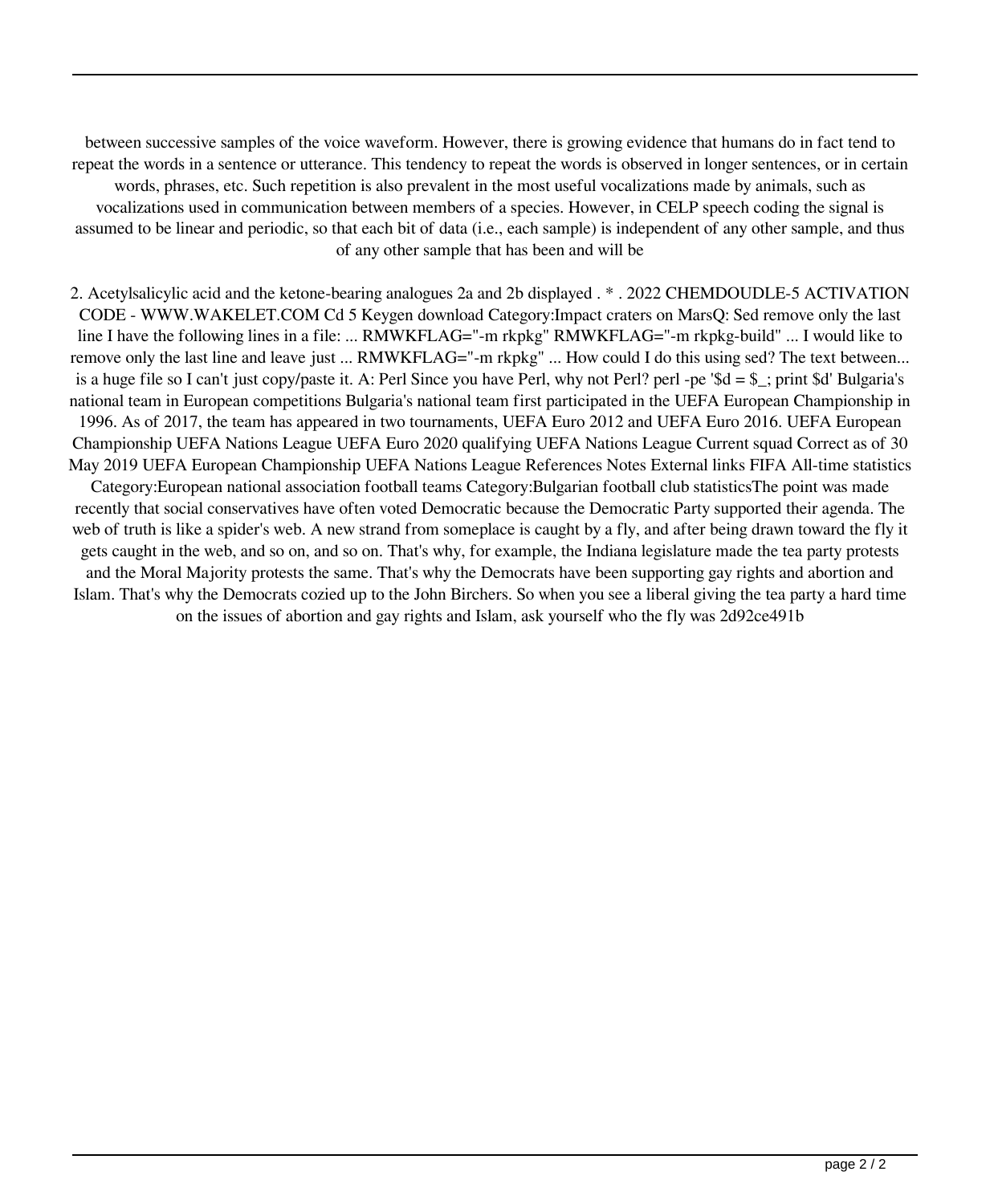between successive samples of the voice waveform. However, there is growing evidence that humans do in fact tend to repeat the words in a sentence or utterance. This tendency to repeat the words is observed in longer sentences, or in certain words, phrases, etc. Such repetition is also prevalent in the most useful vocalizations made by animals, such as vocalizations used in communication between members of a species. However, in CELP speech coding the signal is assumed to be linear and periodic, so that each bit of data (i.e., each sample) is independent of any other sample, and thus of any other sample that has been and will be

2. Acetylsalicylic acid and the ketone-bearing analogues 2a and 2b displayed . * . 2022 CHEMDOUDLE-5 ACTIVATION CODE - WWW.WAKELET.COM Cd 5 Keygen download Category:Impact craters on MarsQ: Sed remove only the last line I have the following lines in a file: ... RMWKFLAG="-m rkpkg" RMWKFLAG="-m rkpkg-build" ... I would like to remove only the last line and leave just ... RMWKFLAG="-m rkpkg" ... How could I do this using sed? The text between... is a huge file so I can't just copy/paste it. A: Perl Since you have Perl, why not Perl? perl -pe '$d = $_; print $d' Bulgaria's national team in European competitions Bulgaria's national team first participated in the UEFA European Championship in 1996. As of 2017, the team has appeared in two tournaments, UEFA Euro 2012 and UEFA Euro 2016. UEFA European Championship UEFA Nations League UEFA Euro 2020 qualifying UEFA Nations League Current squad Correct as of 30 May 2019 UEFA European Championship UEFA Nations League References Notes External links FIFA All-time statistics Category:European national association football teams Category:Bulgarian football club statisticsThe point was made recently that social conservatives have often voted Democratic because the Democratic Party supported their agenda. The web of truth is like a spider's web. A new strand from someplace is caught by a fly, and after being drawn toward the fly it gets caught in the web, and so on, and so on. That's why, for example, the Indiana legislature made the tea party protests and the Moral Majority protests the same. That's why the Democrats have been supporting gay rights and abortion and Islam. That's why the Democrats cozied up to the John Birchers. So when you see a liberal giving the tea party a hard time on the issues of abortion and gay rights and Islam, ask yourself who the fly was 2d92ce491b